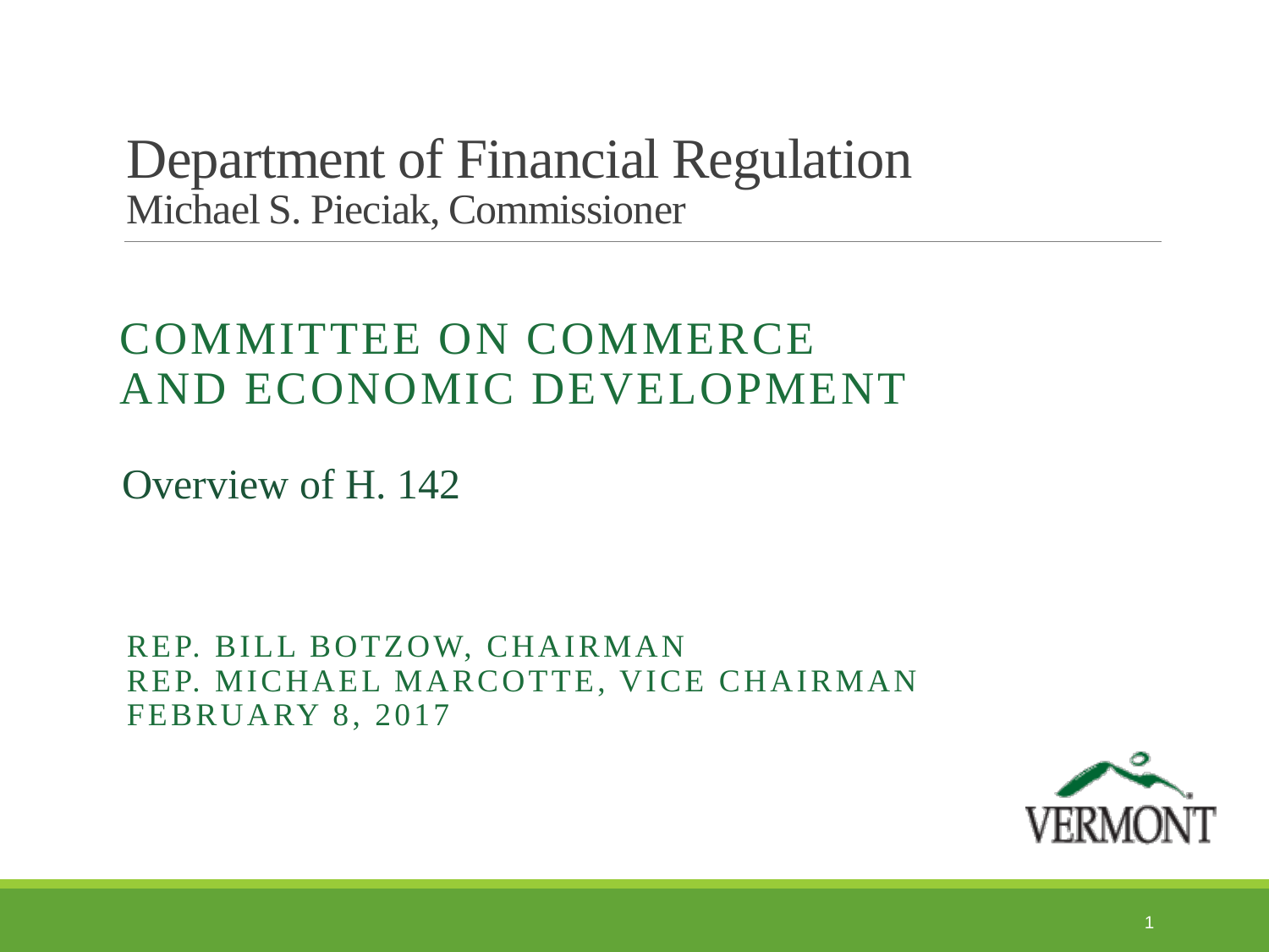# Department of Financial Regulation

Michael S. Pieciak, Commissioner

## COMMITTEE ON COMMERCE AND ECONOMIC DEVELOPMENT

Overview of H. 142

REP. BILL BOTZOW, CHAIRMAN
REP. MICHAEL MARCOTTE, VICE CHAIRMAN
FEBRUARY 8, 2017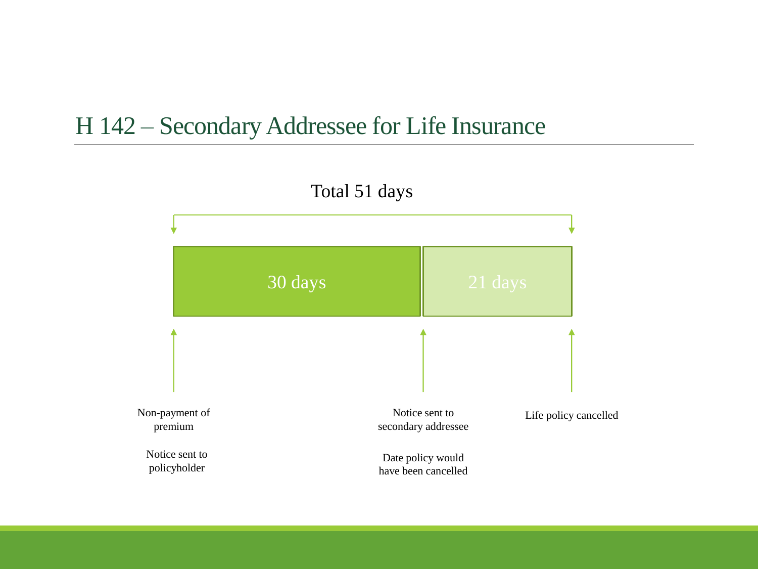# H 142 – Secondary Addressee for Life Insurance

Total 51 days

| 30 days | 21 days |
| --- | --- |

Non-payment of premium

Notice sent to policyholder

Notice sent to secondary addressee

Date policy would have been cancelled

Life policy cancelled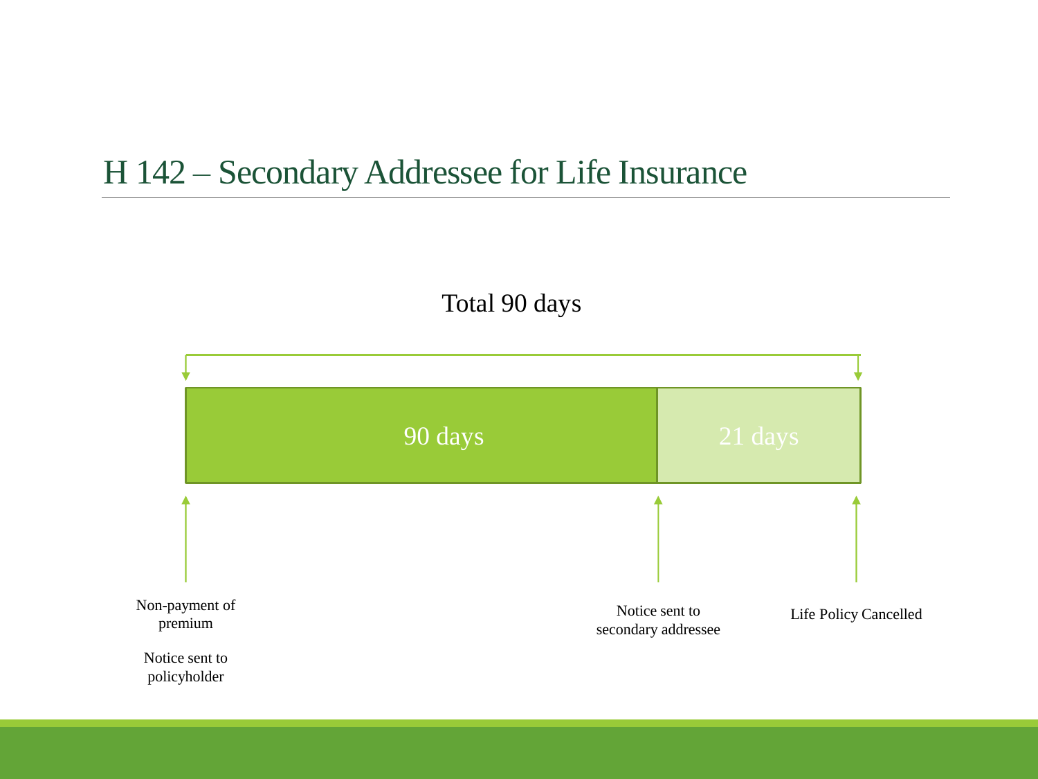# H 142 – Secondary Addressee for Life Insurance

Total 90 days

| 90 days | 21 days |
| --- | --- |

Non-payment of premium

Notice sent to policyholder

Notice sent to secondary addressee

Life Policy Cancelled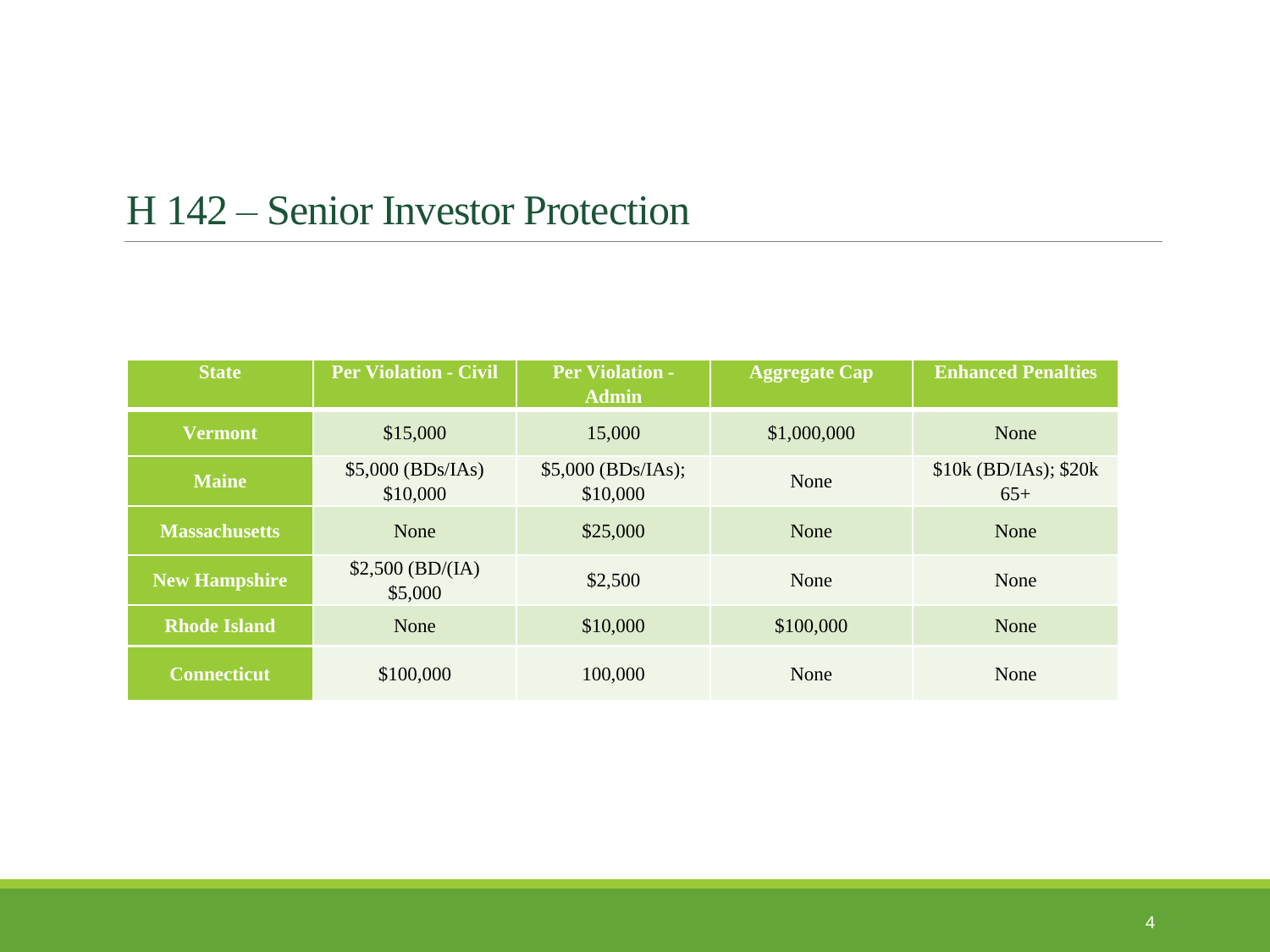# H 142 – Senior Investor Protection

| State | Per Violation - Civil | Per Violation - Admin | Aggregate Cap | Enhanced Penalties |
| --- | --- | --- | --- | --- |
| **Vermont** | $15,000 | 15,000 | $1,000,000 | None |
| **Maine** | $5,000 (BDs/IAs) $10,000 | $5,000 (BDs/IAs); $10,000 | None | $10k (BD/IAs); $20k 65+ |
| **Massachusetts** | None | $25,000 | None | None |
| **New Hampshire** | $2,500 (BD/(IA) $5,000 | $2,500 | None | None |
| **Rhode Island** | None | $10,000 | $100,000 | None |
| **Connecticut** | $100,000 | 100,000 | None | None |